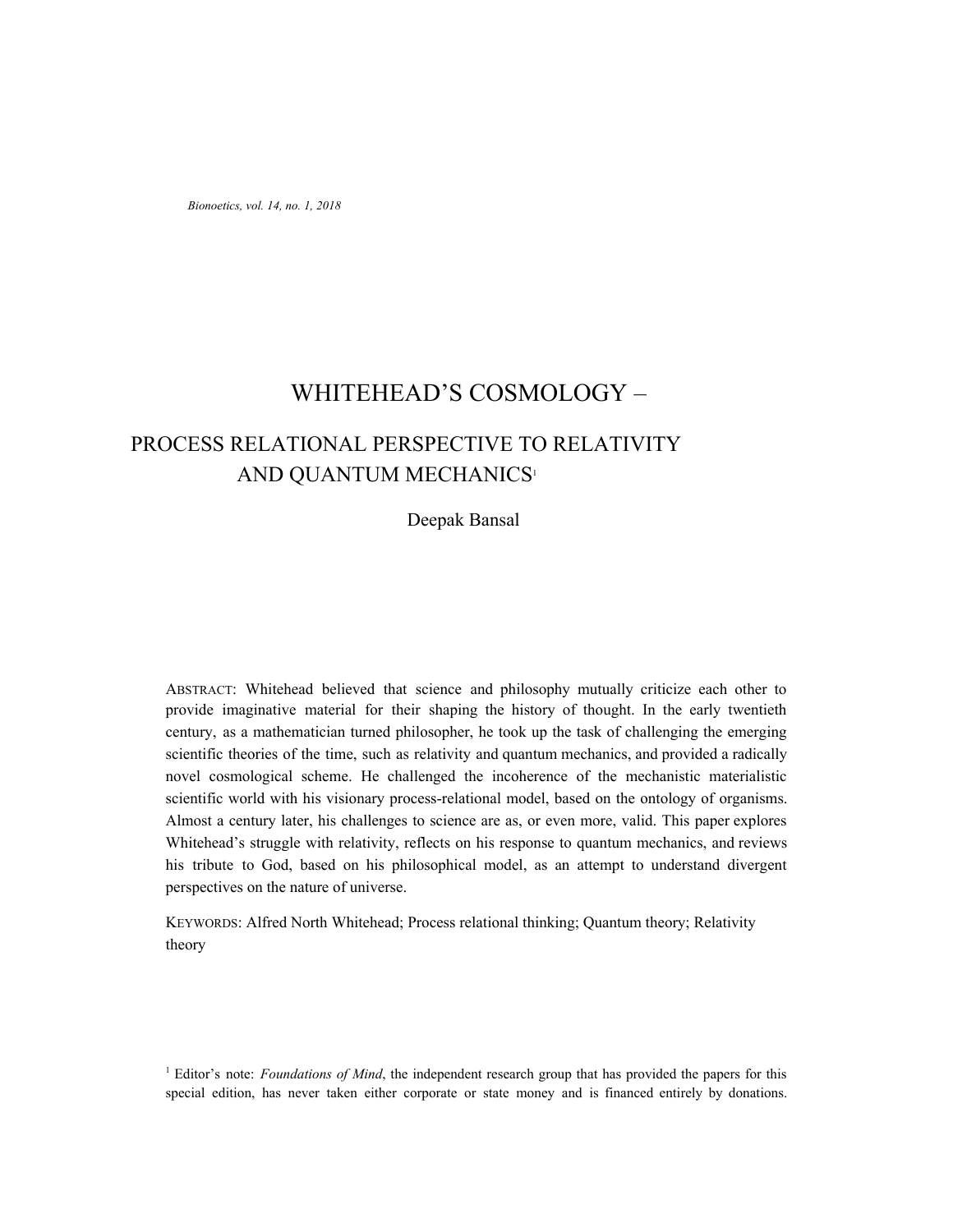# WHITEHEAD'S COSMOLOGY –

## PROCESS RELATIONAL PERSPECTIVE TO RELATIVITY AND QUANTUM MECHANICS[1]

Deepak Bansal

ABSTRACT: Whitehead believed that science and philosophy mutually criticize each other to provide imaginative material for their shaping the history of thought. In the early twentieth century, as a mathematician turned philosopher, he took up the task of challenging the emerging scientific theories of the time, such as relativity and quantum mechanics, and provided a radically novel cosmological scheme. He challenged the incoherence of the mechanistic materialistic scientific world with his visionary process-relational model, based on the ontology of organisms. Almost a century later, his challenges to science are as, or even more, valid. This paper explores Whitehead's struggle with relativity, reflects on his response to quantum mechanics, and reviews his tribute to God, based on his philosophical model, as an attempt to understand divergent perspectives on the nature of universe.

KEYWORDS: Alfred North Whitehead; Process relational thinking; Quantum theory; Relativity theory

[1] Editor's note: *Foundations of Mind*, the independent research group that has provided the papers for this special edition, has never taken either corporate or state money and is financed entirely by donations.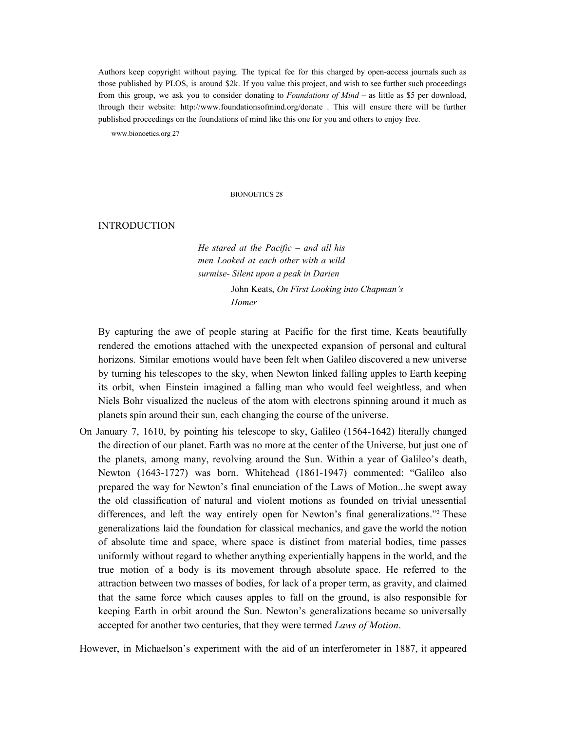Authors keep copyright without paying. The typical fee for this charged by open-access journals such as those published by PLOS, is around $2k. If you value this project, and wish to see further such proceedings from this group, we ask you to consider donating to *Foundations of Mind* – as little as $5 per download, through their website: http://www.foundationsofmind.org/donate . This will ensure there will be further published proceedings on the foundations of mind like this one for you and others to enjoy free.

## INTRODUCTION

> *He stared at the Pacific – and all his men Looked at each other with a wild surmise- Silent upon a peak in Darien*
>
> John Keats, *On First Looking into Chapman's Homer*

By capturing the awe of people staring at Pacific for the first time, Keats beautifully rendered the emotions attached with the unexpected expansion of personal and cultural horizons. Similar emotions would have been felt when Galileo discovered a new universe by turning his telescopes to the sky, when Newton linked falling apples to Earth keeping its orbit, when Einstein imagined a falling man who would feel weightless, and when Niels Bohr visualized the nucleus of the atom with electrons spinning around it much as planets spin around their sun, each changing the course of the universe.

On January 7, 1610, by pointing his telescope to sky, Galileo (1564-1642) literally changed the direction of our planet. Earth was no more at the center of the Universe, but just one of the planets, among many, revolving around the Sun. Within a year of Galileo's death, Newton (1643-1727) was born. Whitehead (1861-1947) commented: "Galileo also prepared the way for Newton's final enunciation of the Laws of Motion...he swept away the old classification of natural and violent motions as founded on trivial unessential differences, and left the way entirely open for Newton's final generalizations."[2] These generalizations laid the foundation for classical mechanics, and gave the world the notion of absolute time and space, where space is distinct from material bodies, time passes uniformly without regard to whether anything experientially happens in the world, and the true motion of a body is its movement through absolute space. He referred to the attraction between two masses of bodies, for lack of a proper term, as gravity, and claimed that the same force which causes apples to fall on the ground, is also responsible for keeping Earth in orbit around the Sun. Newton's generalizations became so universally accepted for another two centuries, that they were termed *Laws of Motion*.

However, in Michaelson's experiment with the aid of an interferometer in 1887, it appeared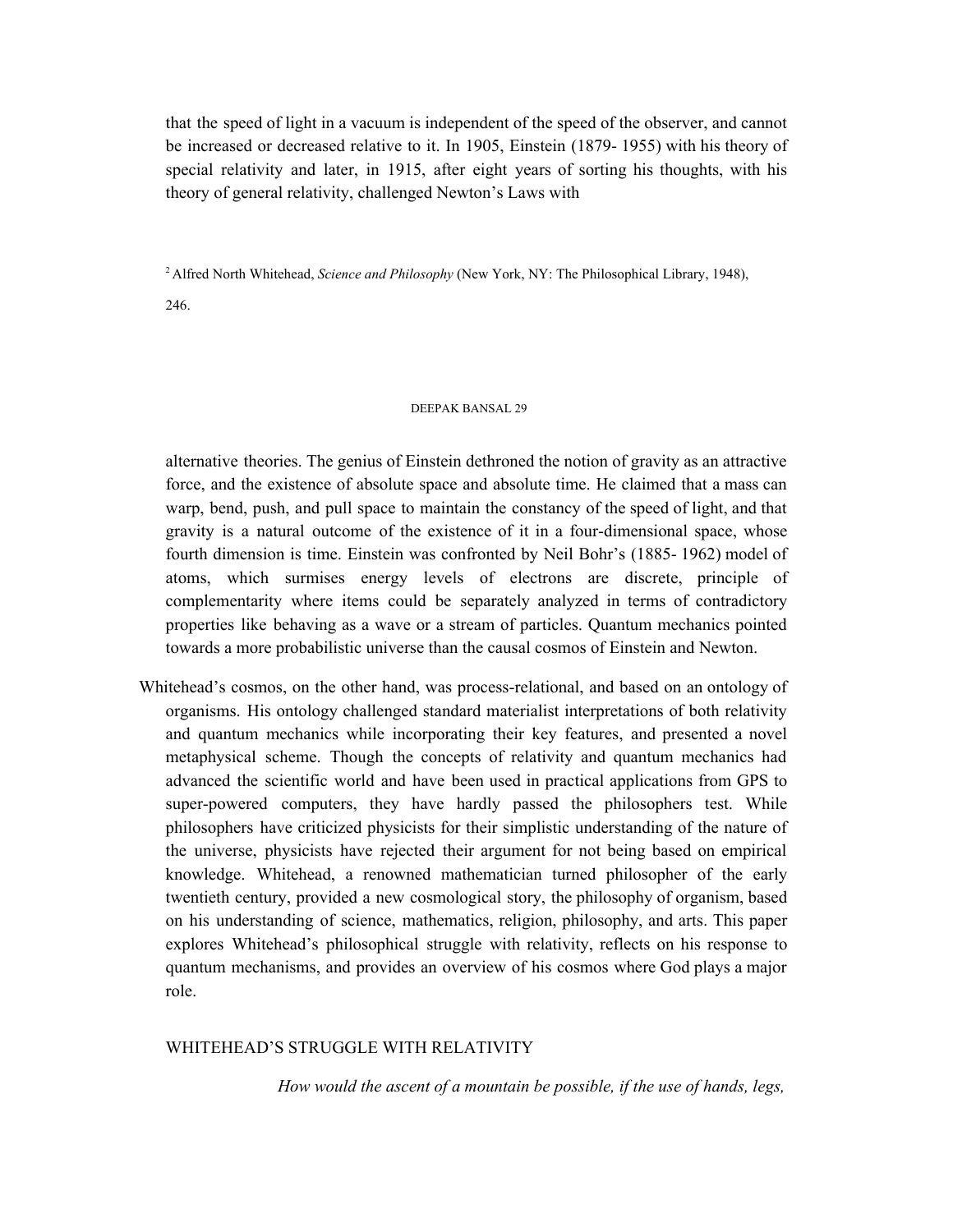that the speed of light in a vacuum is independent of the speed of the observer, and cannot be increased or decreased relative to it. In 1905, Einstein (1879- 1955) with his theory of special relativity and later, in 1915, after eight years of sorting his thoughts, with his theory of general relativity, challenged Newton's Laws with alternative theories. The genius of Einstein dethroned the notion of gravity as an attractive force, and the existence of absolute space and absolute time. He claimed that a mass can warp, bend, push, and pull space to maintain the constancy of the speed of light, and that gravity is a natural outcome of the existence of it in a four-dimensional space, whose fourth dimension is time. Einstein was confronted by Neil Bohr's (1885- 1962) model of atoms, which surmises energy levels of electrons are discrete, principle of complementarity where items could be separately analyzed in terms of contradictory properties like behaving as a wave or a stream of particles. Quantum mechanics pointed towards a more probabilistic universe than the causal cosmos of Einstein and Newton.

Whitehead's cosmos, on the other hand, was process-relational, and based on an ontology of organisms. His ontology challenged standard materialist interpretations of both relativity and quantum mechanics while incorporating their key features, and presented a novel metaphysical scheme. Though the concepts of relativity and quantum mechanics had advanced the scientific world and have been used in practical applications from GPS to super-powered computers, they have hardly passed the philosophers test. While philosophers have criticized physicists for their simplistic understanding of the nature of the universe, physicists have rejected their argument for not being based on empirical knowledge. Whitehead, a renowned mathematician turned philosopher of the early twentieth century, provided a new cosmological story, the philosophy of organism, based on his understanding of science, mathematics, religion, philosophy, and arts. This paper explores Whitehead's philosophical struggle with relativity, reflects on his response to quantum mechanisms, and provides an overview of his cosmos where God plays a major role.

## WHITEHEAD'S STRUGGLE WITH RELATIVITY

*How would the ascent of a mountain be possible, if the use of hands, legs,*

[2] Alfred North Whitehead, *Science and Philosophy* (New York, NY: The Philosophical Library, 1948), 246.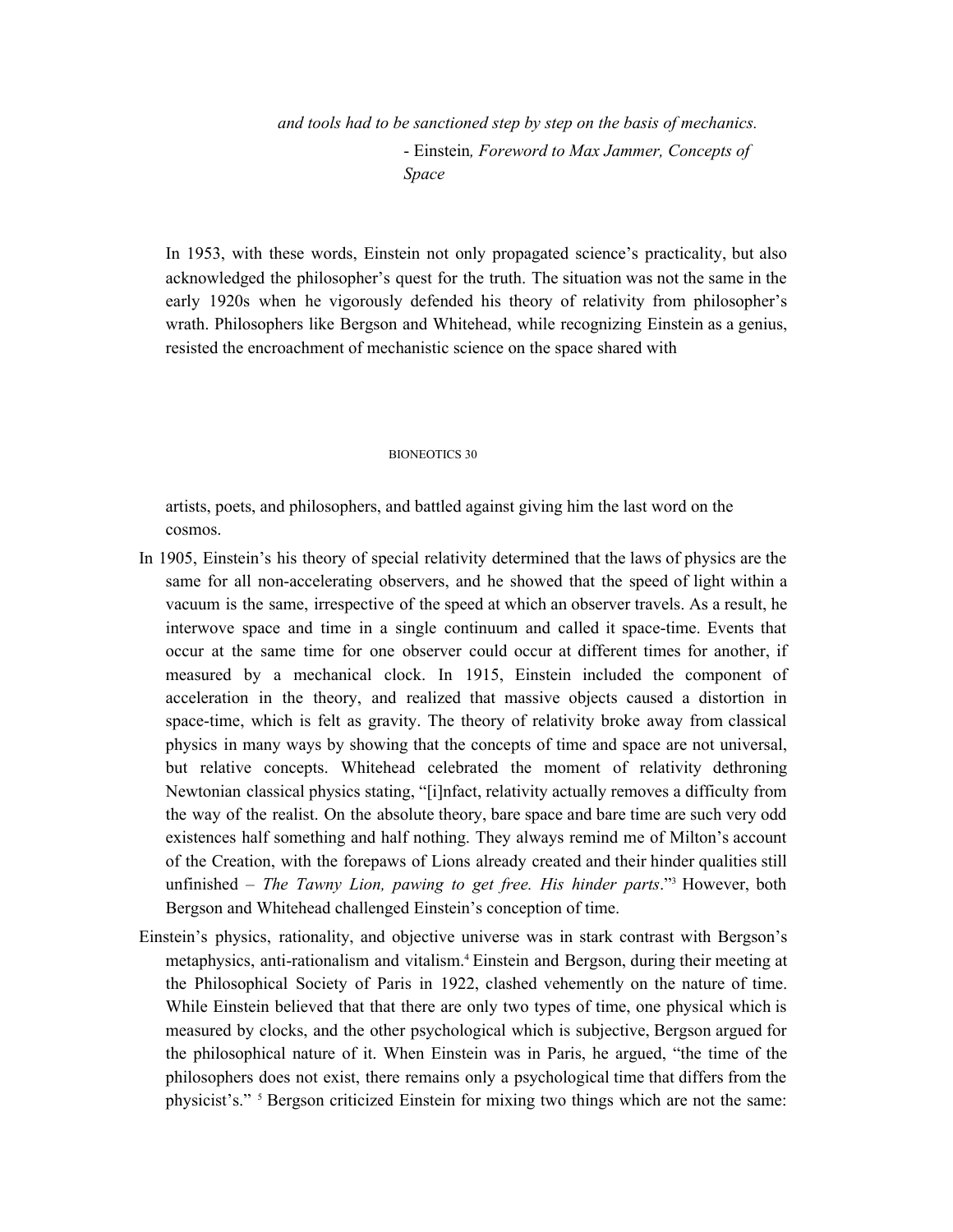*and tools had to be sanctioned step by step on the basis of mechanics.*

- Einstein*, Foreword to Max Jammer, Concepts of Space*

In 1953, with these words, Einstein not only propagated science's practicality, but also acknowledged the philosopher's quest for the truth. The situation was not the same in the early 1920s when he vigorously defended his theory of relativity from philosopher's wrath. Philosophers like Bergson and Whitehead, while recognizing Einstein as a genius, resisted the encroachment of mechanistic science on the space shared with artists, poets, and philosophers, and battled against giving him the last word on the cosmos.

In 1905, Einstein's his theory of special relativity determined that the laws of physics are the same for all non-accelerating observers, and he showed that the speed of light within a vacuum is the same, irrespective of the speed at which an observer travels. As a result, he interwove space and time in a single continuum and called it space-time. Events that occur at the same time for one observer could occur at different times for another, if measured by a mechanical clock. In 1915, Einstein included the component of acceleration in the theory, and realized that massive objects caused a distortion in space-time, which is felt as gravity. The theory of relativity broke away from classical physics in many ways by showing that the concepts of time and space are not universal, but relative concepts. Whitehead celebrated the moment of relativity dethroning Newtonian classical physics stating, "[i]nfact, relativity actually removes a difficulty from the way of the realist. On the absolute theory, bare space and bare time are such very odd existences half something and half nothing. They always remind me of Milton's account of the Creation, with the forepaws of Lions already created and their hinder qualities still unfinished – *The Tawny Lion, pawing to get free. His hinder parts*."[3] However, both Bergson and Whitehead challenged Einstein's conception of time.

Einstein's physics, rationality, and objective universe was in stark contrast with Bergson's metaphysics, anti-rationalism and vitalism.[4] Einstein and Bergson, during their meeting at the Philosophical Society of Paris in 1922, clashed vehemently on the nature of time. While Einstein believed that that there are only two types of time, one physical which is measured by clocks, and the other psychological which is subjective, Bergson argued for the philosophical nature of it. When Einstein was in Paris, he argued, "the time of the philosophers does not exist, there remains only a psychological time that differs from the physicist's." [5] Bergson criticized Einstein for mixing two things which are not the same: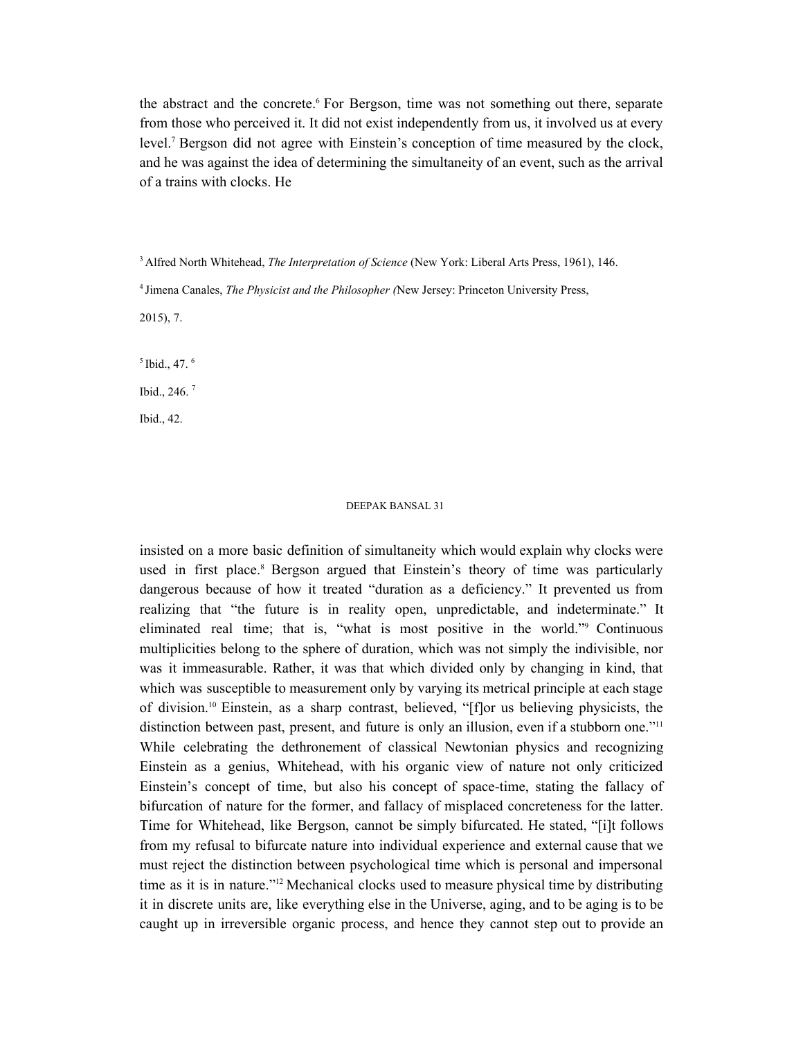the abstract and the concrete.[6] For Bergson, time was not something out there, separate from those who perceived it. It did not exist independently from us, it involved us at every level.[7] Bergson did not agree with Einstein's conception of time measured by the clock, and he was against the idea of determining the simultaneity of an event, such as the arrival of a trains with clocks. He insisted on a more basic definition of simultaneity which would explain why clocks were used in first place.[8] Bergson argued that Einstein's theory of time was particularly dangerous because of how it treated "duration as a deficiency." It prevented us from realizing that "the future is in reality open, unpredictable, and indeterminate." It eliminated real time; that is, "what is most positive in the world."[9] Continuous multiplicities belong to the sphere of duration, which was not simply the indivisible, nor was it immeasurable. Rather, it was that which divided only by changing in kind, that which was susceptible to measurement only by varying its metrical principle at each stage of division.[10] Einstein, as a sharp contrast, believed, "[f]or us believing physicists, the distinction between past, present, and future is only an illusion, even if a stubborn one."[11] While celebrating the dethronement of classical Newtonian physics and recognizing Einstein as a genius, Whitehead, with his organic view of nature not only criticized Einstein's concept of time, but also his concept of space-time, stating the fallacy of bifurcation of nature for the former, and fallacy of misplaced concreteness for the latter. Time for Whitehead, like Bergson, cannot be simply bifurcated. He stated, "[i]t follows from my refusal to bifurcate nature into individual experience and external cause that we must reject the distinction between psychological time which is personal and impersonal time as it is in nature."[12] Mechanical clocks used to measure physical time by distributing it in discrete units are, like everything else in the Universe, aging, and to be aging is to be caught up in irreversible organic process, and hence they cannot step out to provide an

[3] Alfred North Whitehead, *The Interpretation of Science* (New York: Liberal Arts Press, 1961), 146.

[4] Jimena Canales, *The Physicist and the Philosopher (*New Jersey: Princeton University Press, 2015), 7.

[5] Ibid., 47.

[6] Ibid., 246.

[7] Ibid., 42.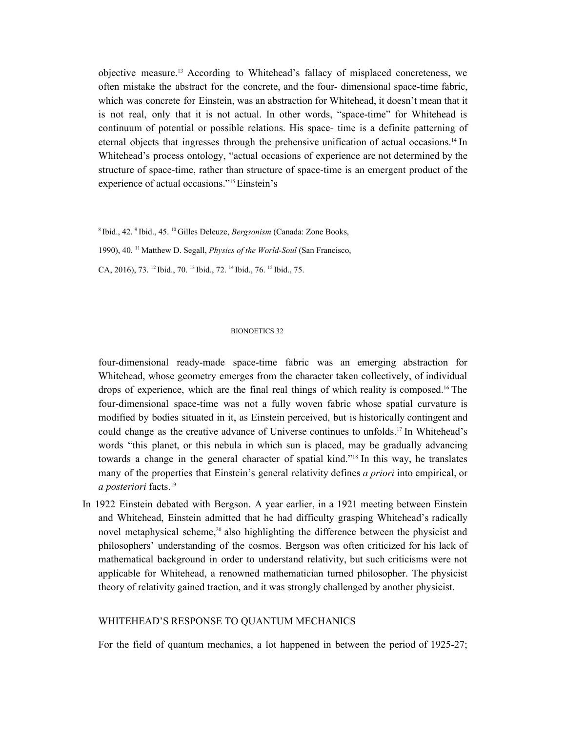objective measure.[13] According to Whitehead's fallacy of misplaced concreteness, we often mistake the abstract for the concrete, and the four- dimensional space-time fabric, which was concrete for Einstein, was an abstraction for Whitehead, it doesn't mean that it is not real, only that it is not actual. In other words, "space-time" for Whitehead is continuum of potential or possible relations. His space- time is a definite patterning of eternal objects that ingresses through the prehensive unification of actual occasions.[14] In Whitehead's process ontology, "actual occasions of experience are not determined by the structure of space-time, rather than structure of space-time is an emergent product of the experience of actual occasions."[15] Einstein's

[8] Ibid., 42. [9] Ibid., 45. [10] Gilles Deleuze, *Bergsonism* (Canada: Zone Books, 1990), 40. [11] Matthew D. Segall, *Physics of the World-Soul* (San Francisco, CA, 2016), 73. [12] Ibid., 70. [13] Ibid., 72. [14] Ibid., 76. [15] Ibid., 75.

four-dimensional ready-made space-time fabric was an emerging abstraction for Whitehead, whose geometry emerges from the character taken collectively, of individual drops of experience, which are the final real things of which reality is composed.[16] The four-dimensional space-time was not a fully woven fabric whose spatial curvature is modified by bodies situated in it, as Einstein perceived, but is historically contingent and could change as the creative advance of Universe continues to unfolds.[17] In Whitehead's words "this planet, or this nebula in which sun is placed, may be gradually advancing towards a change in the general character of spatial kind."[18] In this way, he translates many of the properties that Einstein's general relativity defines *a priori* into empirical, or *a posteriori* facts.[19]

In 1922 Einstein debated with Bergson. A year earlier, in a 1921 meeting between Einstein and Whitehead, Einstein admitted that he had difficulty grasping Whitehead's radically novel metaphysical scheme,[20] also highlighting the difference between the physicist and philosophers' understanding of the cosmos. Bergson was often criticized for his lack of mathematical background in order to understand relativity, but such criticisms were not applicable for Whitehead, a renowned mathematician turned philosopher. The physicist theory of relativity gained traction, and it was strongly challenged by another physicist.

## WHITEHEAD'S RESPONSE TO QUANTUM MECHANICS

For the field of quantum mechanics, a lot happened in between the period of 1925-27;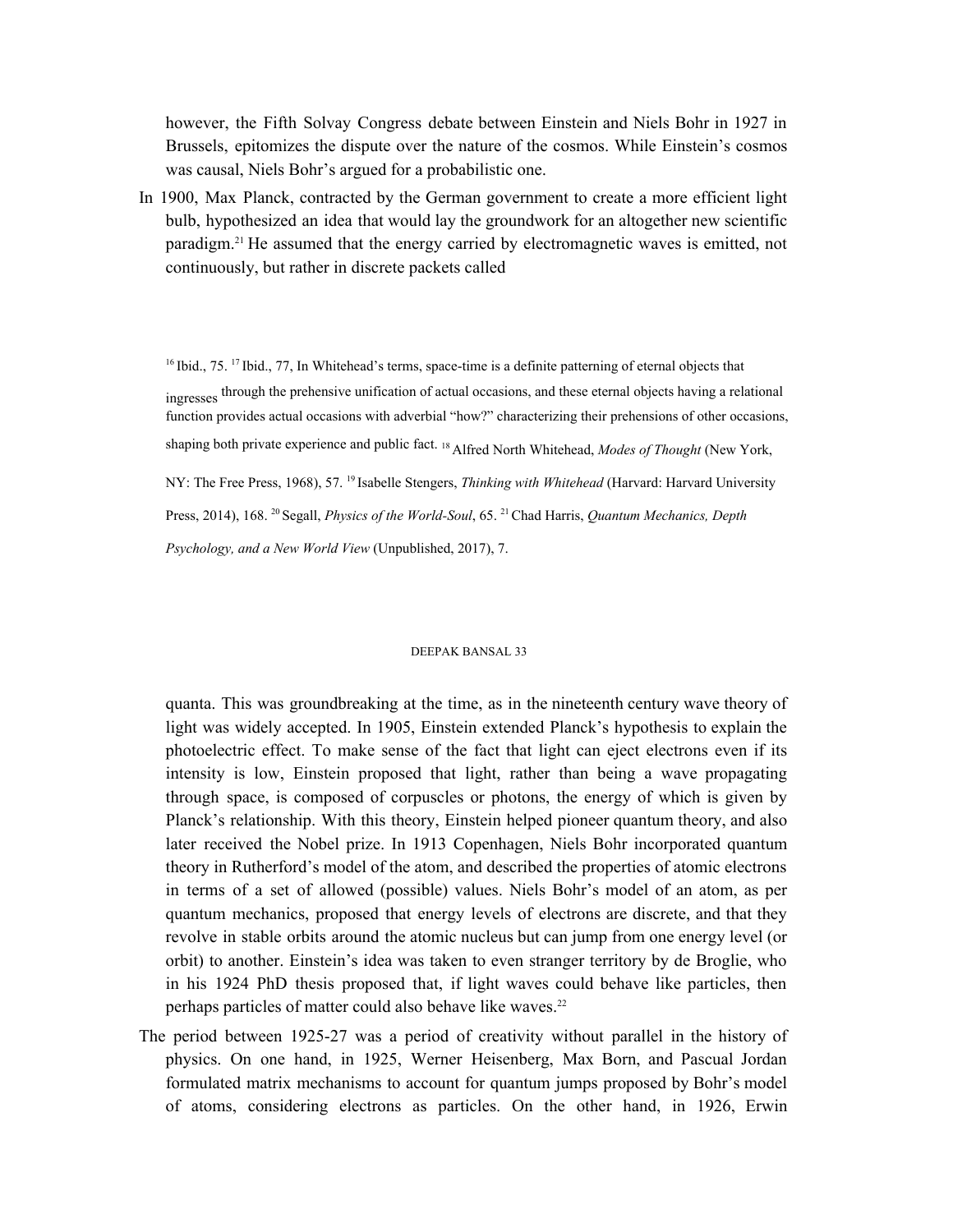however, the Fifth Solvay Congress debate between Einstein and Niels Bohr in 1927 in Brussels, epitomizes the dispute over the nature of the cosmos. While Einstein's cosmos was causal, Niels Bohr's argued for a probabilistic one.

In 1900, Max Planck, contracted by the German government to create a more efficient light bulb, hypothesized an idea that would lay the groundwork for an altogether new scientific paradigm.[21] He assumed that the energy carried by electromagnetic waves is emitted, not continuously, but rather in discrete packets called quanta. This was groundbreaking at the time, as in the nineteenth century wave theory of light was widely accepted. In 1905, Einstein extended Planck's hypothesis to explain the photoelectric effect. To make sense of the fact that light can eject electrons even if its intensity is low, Einstein proposed that light, rather than being a wave propagating through space, is composed of corpuscles or photons, the energy of which is given by Planck's relationship. With this theory, Einstein helped pioneer quantum theory, and also later received the Nobel prize. In 1913 Copenhagen, Niels Bohr incorporated quantum theory in Rutherford's model of the atom, and described the properties of atomic electrons in terms of a set of allowed (possible) values. Niels Bohr's model of an atom, as per quantum mechanics, proposed that energy levels of electrons are discrete, and that they revolve in stable orbits around the atomic nucleus but can jump from one energy level (or orbit) to another. Einstein's idea was taken to even stranger territory by de Broglie, who in his 1924 PhD thesis proposed that, if light waves could behave like particles, then perhaps particles of matter could also behave like waves.[22]

The period between 1925-27 was a period of creativity without parallel in the history of physics. On one hand, in 1925, Werner Heisenberg, Max Born, and Pascual Jordan formulated matrix mechanisms to account for quantum jumps proposed by Bohr's model of atoms, considering electrons as particles. On the other hand, in 1926, Erwin

[16] Ibid., 75. [17] Ibid., 77, In Whitehead's terms, space-time is a definite patterning of eternal objects that ingresses through the prehensive unification of actual occasions, and these eternal objects having a relational function provides actual occasions with adverbial "how?" characterizing their prehensions of other occasions, shaping both private experience and public fact. [18] Alfred North Whitehead, *Modes of Thought* (New York, NY: The Free Press, 1968), 57. [19] Isabelle Stengers, *Thinking with Whitehead* (Harvard: Harvard University Press, 2014), 168. [20] Segall, *Physics of the World-Soul*, 65. [21] Chad Harris, *Quantum Mechanics, Depth Psychology, and a New World View* (Unpublished, 2017), 7.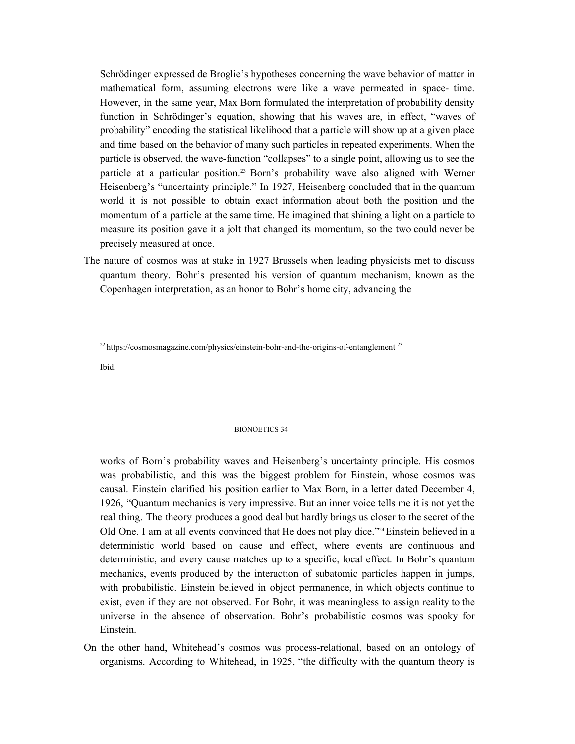Schrödinger expressed de Broglie's hypotheses concerning the wave behavior of matter in mathematical form, assuming electrons were like a wave permeated in space- time. However, in the same year, Max Born formulated the interpretation of probability density function in Schrödinger's equation, showing that his waves are, in effect, "waves of probability" encoding the statistical likelihood that a particle will show up at a given place and time based on the behavior of many such particles in repeated experiments. When the particle is observed, the wave-function "collapses" to a single point, allowing us to see the particle at a particular position.[23] Born's probability wave also aligned with Werner Heisenberg's "uncertainty principle." In 1927, Heisenberg concluded that in the quantum world it is not possible to obtain exact information about both the position and the momentum of a particle at the same time. He imagined that shining a light on a particle to measure its position gave it a jolt that changed its momentum, so the two could never be precisely measured at once.

The nature of cosmos was at stake in 1927 Brussels when leading physicists met to discuss quantum theory. Bohr's presented his version of quantum mechanism, known as the Copenhagen interpretation, as an honor to Bohr's home city, advancing the works of Born's probability waves and Heisenberg's uncertainty principle. His cosmos was probabilistic, and this was the biggest problem for Einstein, whose cosmos was causal. Einstein clarified his position earlier to Max Born, in a letter dated December 4, 1926, "Quantum mechanics is very impressive. But an inner voice tells me it is not yet the real thing. The theory produces a good deal but hardly brings us closer to the secret of the Old One. I am at all events convinced that He does not play dice."[24] Einstein believed in a deterministic world based on cause and effect, where events are continuous and deterministic, and every cause matches up to a specific, local effect. In Bohr's quantum mechanics, events produced by the interaction of subatomic particles happen in jumps, with probabilistic. Einstein believed in object permanence, in which objects continue to exist, even if they are not observed. For Bohr, it was meaningless to assign reality to the universe in the absence of observation. Bohr's probabilistic cosmos was spooky for Einstein.

On the other hand, Whitehead's cosmos was process-relational, based on an ontology of organisms. According to Whitehead, in 1925, "the difficulty with the quantum theory is

---

[22] https://cosmosmagazine.com/physics/einstein-bohr-and-the-origins-of-entanglement

[23] Ibid.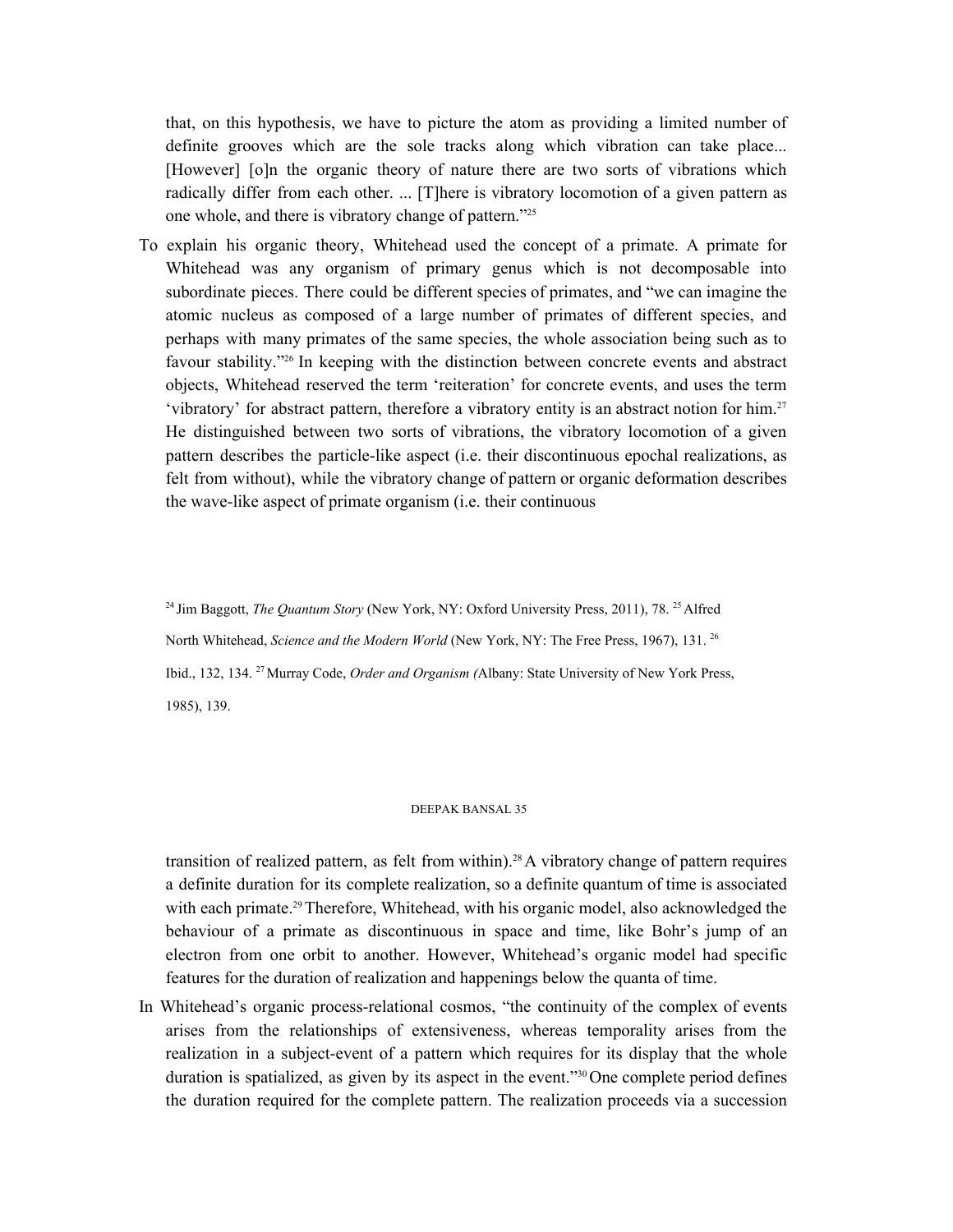that, on this hypothesis, we have to picture the atom as providing a limited number of definite grooves which are the sole tracks along which vibration can take place... [However] [o]n the organic theory of nature there are two sorts of vibrations which radically differ from each other. ... [T]here is vibratory locomotion of a given pattern as one whole, and there is vibratory change of pattern."[25]

To explain his organic theory, Whitehead used the concept of a primate. A primate for Whitehead was any organism of primary genus which is not decomposable into subordinate pieces. There could be different species of primates, and "we can imagine the atomic nucleus as composed of a large number of primates of different species, and perhaps with many primates of the same species, the whole association being such as to favour stability."[26] In keeping with the distinction between concrete events and abstract objects, Whitehead reserved the term 'reiteration' for concrete events, and uses the term 'vibratory' for abstract pattern, therefore a vibratory entity is an abstract notion for him.[27] He distinguished between two sorts of vibrations, the vibratory locomotion of a given pattern describes the particle-like aspect (i.e. their discontinuous epochal realizations, as felt from without), while the vibratory change of pattern or organic deformation describes the wave-like aspect of primate organism (i.e. their continuous transition of realized pattern, as felt from within).[28] A vibratory change of pattern requires a definite duration for its complete realization, so a definite quantum of time is associated with each primate.[29] Therefore, Whitehead, with his organic model, also acknowledged the behaviour of a primate as discontinuous in space and time, like Bohr's jump of an electron from one orbit to another. However, Whitehead's organic model had specific features for the duration of realization and happenings below the quanta of time.

In Whitehead's organic process-relational cosmos, "the continuity of the complex of events arises from the relationships of extensiveness, whereas temporality arises from the realization in a subject-event of a pattern which requires for its display that the whole duration is spatialized, as given by its aspect in the event."[30] One complete period defines the duration required for the complete pattern. The realization proceeds via a succession

[24] Jim Baggott, *The Quantum Story* (New York, NY: Oxford University Press, 2011), 78. [25] Alfred North Whitehead, *Science and the Modern World* (New York, NY: The Free Press, 1967), 131. [26] Ibid., 132, 134. [27] Murray Code, *Order and Organism (*Albany: State University of New York Press, 1985), 139.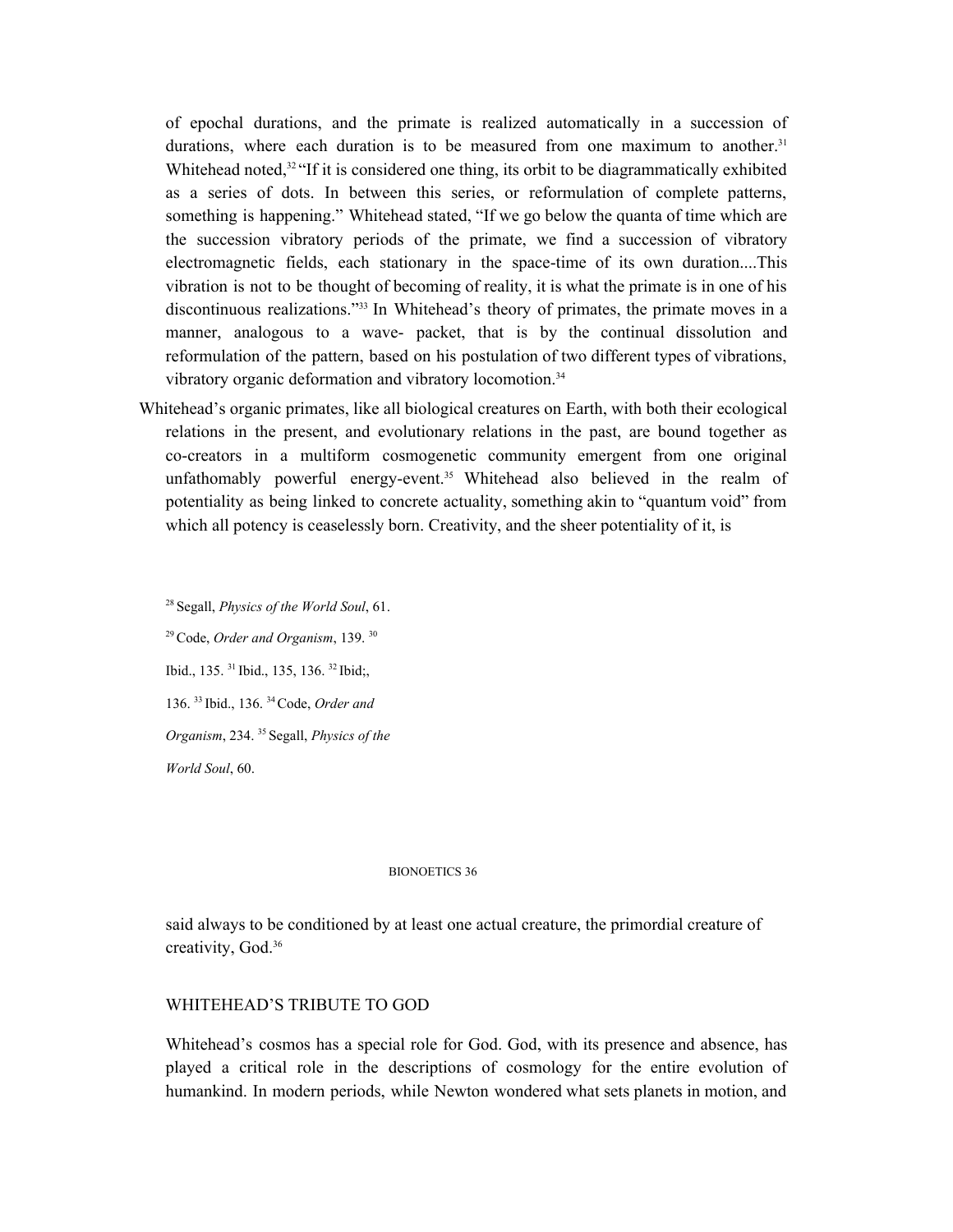of epochal durations, and the primate is realized automatically in a succession of durations, where each duration is to be measured from one maximum to another.[31] Whitehead noted,[32] "If it is considered one thing, its orbit to be diagrammatically exhibited as a series of dots. In between this series, or reformulation of complete patterns, something is happening." Whitehead stated, "If we go below the quanta of time which are the succession vibratory periods of the primate, we find a succession of vibratory electromagnetic fields, each stationary in the space-time of its own duration....This vibration is not to be thought of becoming of reality, it is what the primate is in one of his discontinuous realizations."[33] In Whitehead's theory of primates, the primate moves in a manner, analogous to a wave- packet, that is by the continual dissolution and reformulation of the pattern, based on his postulation of two different types of vibrations, vibratory organic deformation and vibratory locomotion.[34]

Whitehead's organic primates, like all biological creatures on Earth, with both their ecological relations in the present, and evolutionary relations in the past, are bound together as co-creators in a multiform cosmogenetic community emergent from one original unfathomably powerful energy-event.[35] Whitehead also believed in the realm of potentiality as being linked to concrete actuality, something akin to "quantum void" from which all potency is ceaselessly born. Creativity, and the sheer potentiality of it, is

[28] Segall, *Physics of the World Soul*, 61.

[29] Code, *Order and Organism*, 139.

[30] Ibid., 135.

[31] Ibid., 135, 136.

[32] Ibid;, 136.

[33] Ibid., 136.

[34] Code, *Order and Organism*, 234.

[35] Segall, *Physics of the World Soul*, 60.

said always to be conditioned by at least one actual creature, the primordial creature of creativity, God.[36]

## WHITEHEAD'S TRIBUTE TO GOD

Whitehead's cosmos has a special role for God. God, with its presence and absence, has played a critical role in the descriptions of cosmology for the entire evolution of humankind. In modern periods, while Newton wondered what sets planets in motion, and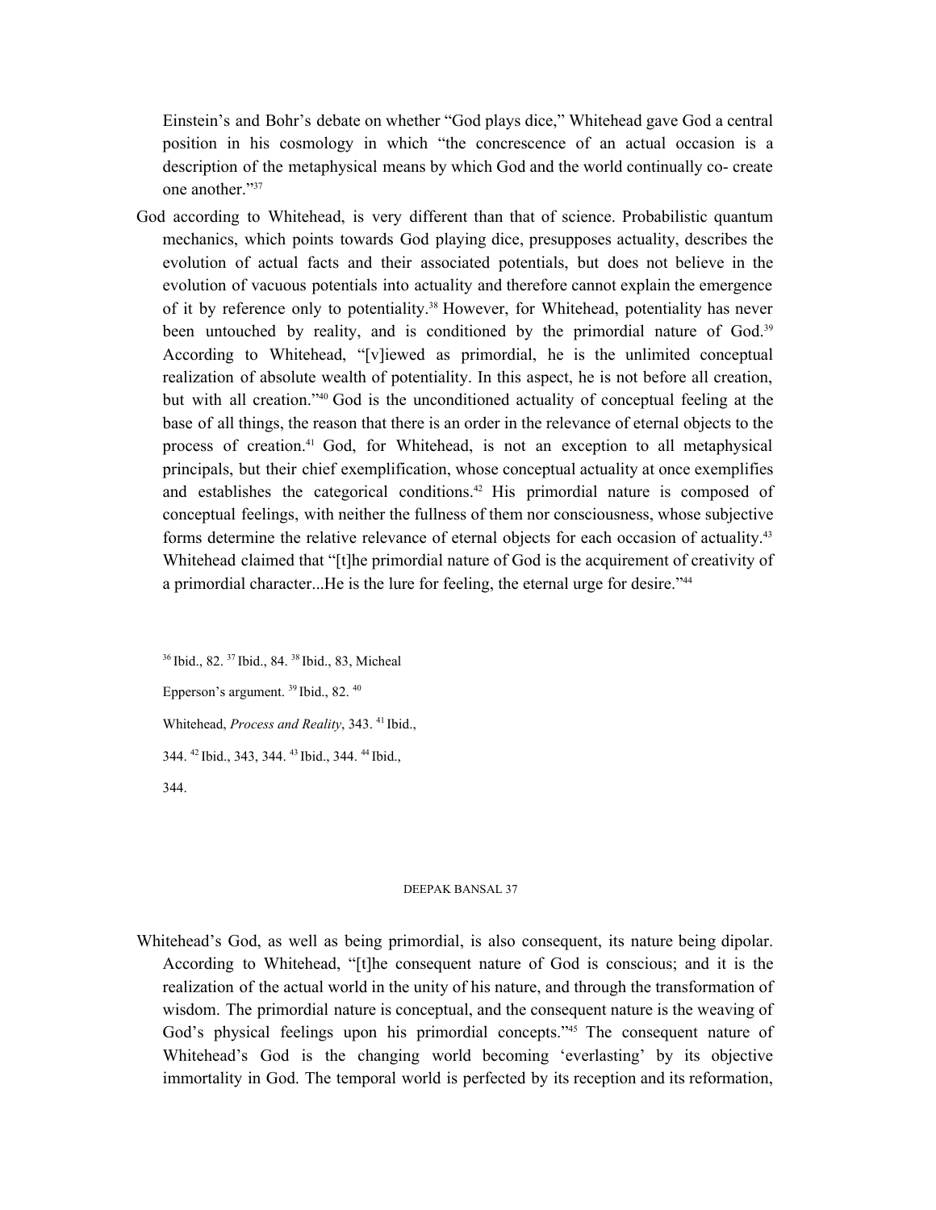Einstein's and Bohr's debate on whether "God plays dice," Whitehead gave God a central position in his cosmology in which "the concrescence of an actual occasion is a description of the metaphysical means by which God and the world continually co- create one another."[37]

God according to Whitehead, is very different than that of science. Probabilistic quantum mechanics, which points towards God playing dice, presupposes actuality, describes the evolution of actual facts and their associated potentials, but does not believe in the evolution of vacuous potentials into actuality and therefore cannot explain the emergence of it by reference only to potentiality.[38] However, for Whitehead, potentiality has never been untouched by reality, and is conditioned by the primordial nature of God.[39] According to Whitehead, "[v]iewed as primordial, he is the unlimited conceptual realization of absolute wealth of potentiality. In this aspect, he is not before all creation, but with all creation."[40] God is the unconditioned actuality of conceptual feeling at the base of all things, the reason that there is an order in the relevance of eternal objects to the process of creation.[41] God, for Whitehead, is not an exception to all metaphysical principals, but their chief exemplification, whose conceptual actuality at once exemplifies and establishes the categorical conditions.[42] His primordial nature is composed of conceptual feelings, with neither the fullness of them nor consciousness, whose subjective forms determine the relative relevance of eternal objects for each occasion of actuality.[43] Whitehead claimed that "[t]he primordial nature of God is the acquirement of creativity of a primordial character...He is the lure for feeling, the eternal urge for desire."[44]

[36] Ibid., 82. [37] Ibid., 84. [38] Ibid., 83, Micheal Epperson's argument. [39] Ibid., 82. [40] Whitehead, *Process and Reality*, 343. [41] Ibid., 344. [42] Ibid., 343, 344. [43] Ibid., 344. [44] Ibid., 344.

Whitehead's God, as well as being primordial, is also consequent, its nature being dipolar. According to Whitehead, "[t]he consequent nature of God is conscious; and it is the realization of the actual world in the unity of his nature, and through the transformation of wisdom. The primordial nature is conceptual, and the consequent nature is the weaving of God's physical feelings upon his primordial concepts."[45] The consequent nature of Whitehead's God is the changing world becoming 'everlasting' by its objective immortality in God. The temporal world is perfected by its reception and its reformation,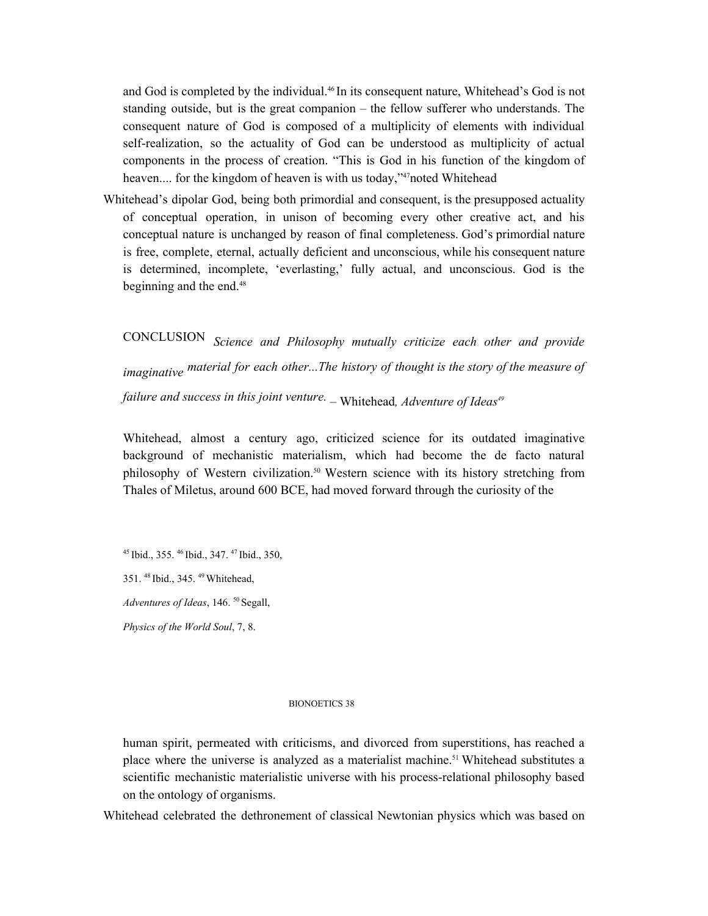and God is completed by the individual.[46] In its consequent nature, Whitehead's God is not standing outside, but is the great companion – the fellow sufferer who understands. The consequent nature of God is composed of a multiplicity of elements with individual self-realization, so the actuality of God can be understood as multiplicity of actual components in the process of creation. "This is God in his function of the kingdom of heaven.... for the kingdom of heaven is with us today,"[47]noted Whitehead

Whitehead's dipolar God, being both primordial and consequent, is the presupposed actuality of conceptual operation, in unison of becoming every other creative act, and his conceptual nature is unchanged by reason of final completeness. God's primordial nature is free, complete, eternal, actually deficient and unconscious, while his consequent nature is determined, incomplete, 'everlasting,' fully actual, and unconscious. God is the beginning and the end.[48]

## CONCLUSION

*Science and Philosophy mutually criticize each other and provide imaginative material for each other...The history of thought is the story of the measure of failure and success in this joint venture.* – Whitehead*, Adventure of Ideas*[49]

Whitehead, almost a century ago, criticized science for its outdated imaginative background of mechanistic materialism, which had become the de facto natural philosophy of Western civilization.[50] Western science with its history stretching from Thales of Miletus, around 600 BCE, had moved forward through the curiosity of the

[45] Ibid., 355. [46] Ibid., 347. [47] Ibid., 350, 351. [48] Ibid., 345. [49] Whitehead, *Adventures of Ideas*, 146. [50] Segall, *Physics of the World Soul*, 7, 8.

human spirit, permeated with criticisms, and divorced from superstitions, has reached a place where the universe is analyzed as a materialist machine.[51] Whitehead substitutes a scientific mechanistic materialistic universe with his process-relational philosophy based on the ontology of organisms.

Whitehead celebrated the dethronement of classical Newtonian physics which was based on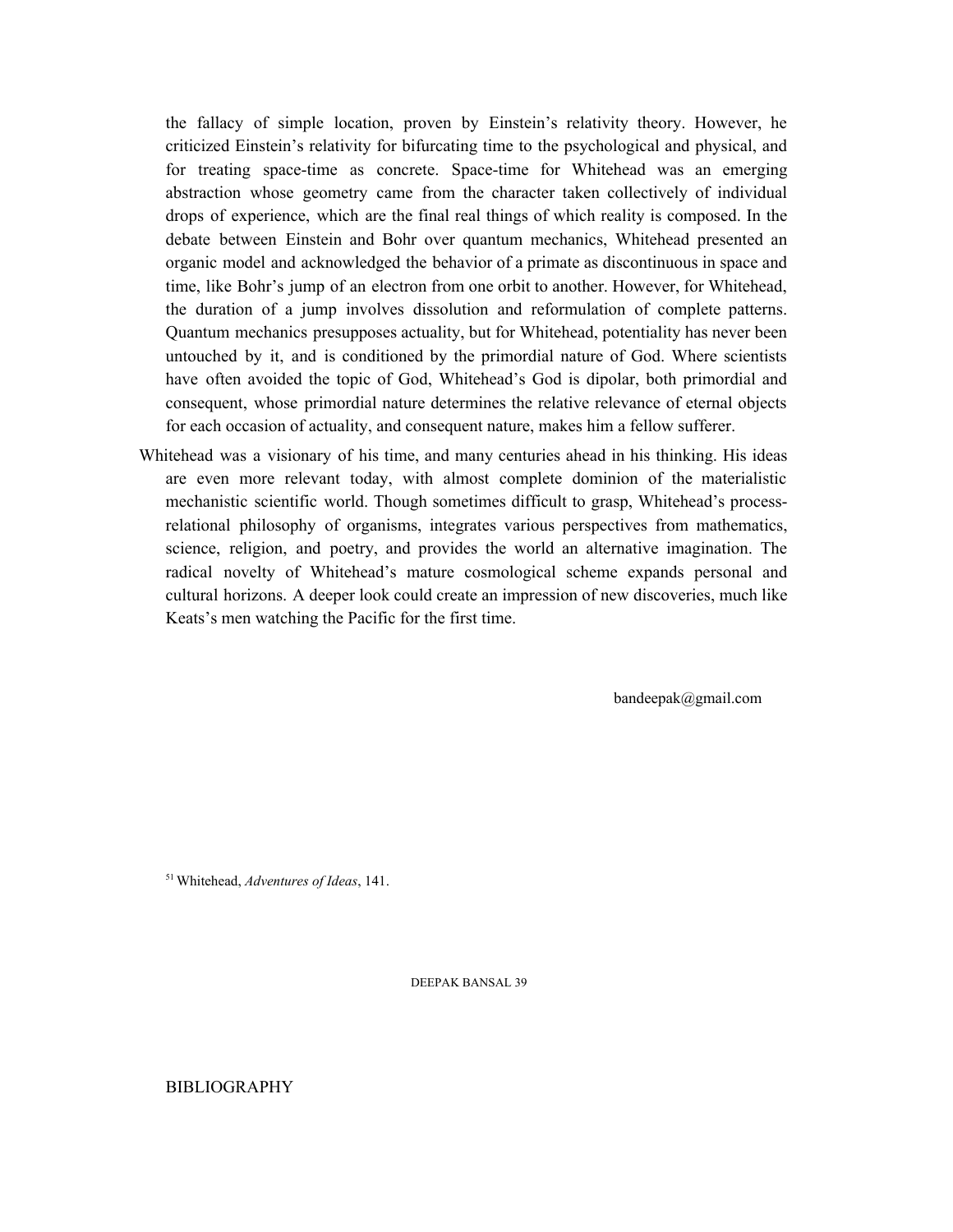the fallacy of simple location, proven by Einstein's relativity theory. However, he criticized Einstein's relativity for bifurcating time to the psychological and physical, and for treating space-time as concrete. Space-time for Whitehead was an emerging abstraction whose geometry came from the character taken collectively of individual drops of experience, which are the final real things of which reality is composed. In the debate between Einstein and Bohr over quantum mechanics, Whitehead presented an organic model and acknowledged the behavior of a primate as discontinuous in space and time, like Bohr's jump of an electron from one orbit to another. However, for Whitehead, the duration of a jump involves dissolution and reformulation of complete patterns. Quantum mechanics presupposes actuality, but for Whitehead, potentiality has never been untouched by it, and is conditioned by the primordial nature of God. Where scientists have often avoided the topic of God, Whitehead's God is dipolar, both primordial and consequent, whose primordial nature determines the relative relevance of eternal objects for each occasion of actuality, and consequent nature, makes him a fellow sufferer.

Whitehead was a visionary of his time, and many centuries ahead in his thinking. His ideas are even more relevant today, with almost complete dominion of the materialistic mechanistic scientific world. Though sometimes difficult to grasp, Whitehead's process-relational philosophy of organisms, integrates various perspectives from mathematics, science, religion, and poetry, and provides the world an alternative imagination. The radical novelty of Whitehead's mature cosmological scheme expands personal and cultural horizons. A deeper look could create an impression of new discoveries, much like Keats's men watching the Pacific for the first time.

bandeepak@gmail.com

[51] Whitehead, *Adventures of Ideas*, 141.

BIBLIOGRAPHY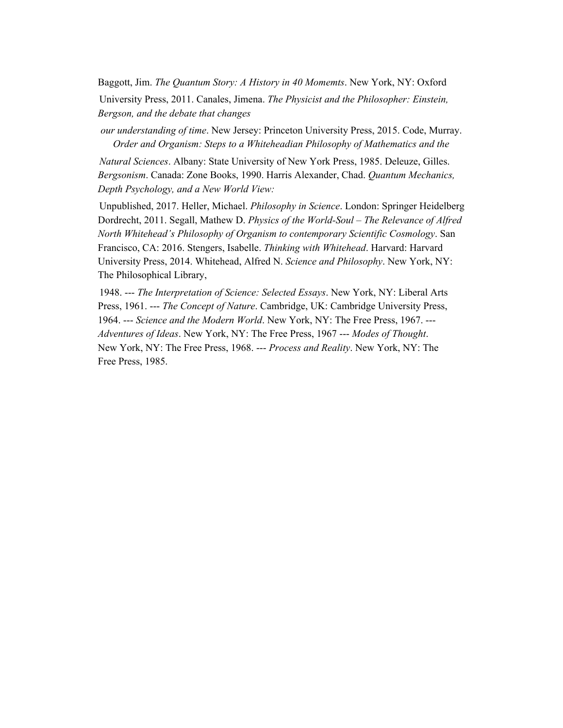Baggott, Jim. *The Quantum Story: A History in 40 Momemts*. New York, NY: Oxford University Press, 2011. Canales, Jimena. *The Physicist and the Philosopher: Einstein, Bergson, and the debate that changes our understanding of time*. New Jersey: Princeton University Press, 2015. Code, Murray. *Order and Organism: Steps to a Whiteheadian Philosophy of Mathematics and the Natural Sciences*. Albany: State University of New York Press, 1985. Deleuze, Gilles. *Bergsonism*. Canada: Zone Books, 1990. Harris Alexander, Chad. *Quantum Mechanics, Depth Psychology, and a New World View:* Unpublished, 2017. Heller, Michael. *Philosophy in Science*. London: Springer Heidelberg Dordrecht, 2011. Segall, Mathew D. *Physics of the World-Soul – The Relevance of Alfred North Whitehead's Philosophy of Organism to contemporary Scientific Cosmology*. San Francisco, CA: 2016. Stengers, Isabelle. *Thinking with Whitehead*. Harvard: Harvard University Press, 2014. Whitehead, Alfred N. *Science and Philosophy*. New York, NY: The Philosophical Library, 1948. --- *The Interpretation of Science: Selected Essays*. New York, NY: Liberal Arts Press, 1961. --- *The Concept of Nature*. Cambridge, UK: Cambridge University Press, 1964. --- *Science and the Modern World*. New York, NY: The Free Press, 1967. --- *Adventures of Ideas*. New York, NY: The Free Press, 1967 --- *Modes of Thought*. New York, NY: The Free Press, 1968. --- *Process and Reality*. New York, NY: The Free Press, 1985.